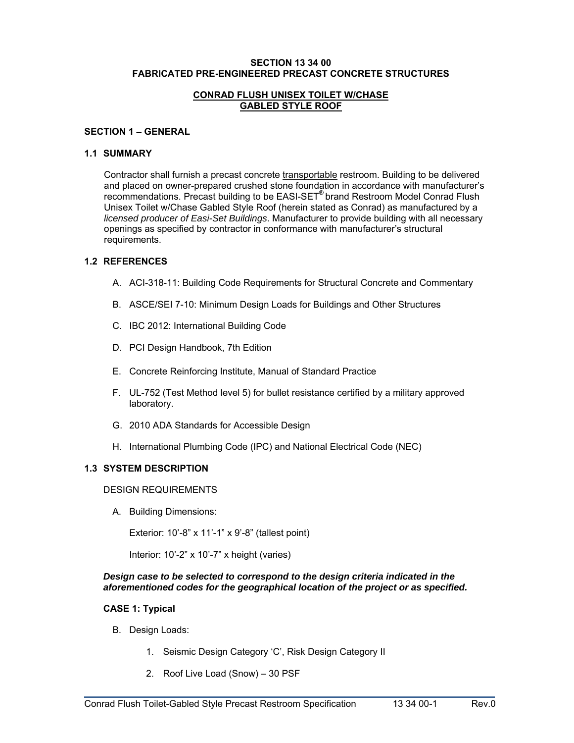# SECTION 13 34 00
# FABRICATED PRE-ENGINEERED PRECAST CONCRETE STRUCTURES

## CONRAD FLUSH UNISEX TOILET W/CHASE
## GABLED STYLE ROOF

## SECTION 1 – GENERAL

### 1.1 SUMMARY

Contractor shall furnish a precast concrete transportable restroom. Building to be delivered and placed on owner-prepared crushed stone foundation in accordance with manufacturer's recommendations. Precast building to be EASI-SET® brand Restroom Model Conrad Flush Unisex Toilet w/Chase Gabled Style Roof (herein stated as Conrad) as manufactured by a *licensed producer of Easi-Set Buildings*. Manufacturer to provide building with all necessary openings as specified by contractor in conformance with manufacturer's structural requirements.

### 1.2 REFERENCES

A. ACI-318-11: Building Code Requirements for Structural Concrete and Commentary

B. ASCE/SEI 7-10: Minimum Design Loads for Buildings and Other Structures

C. IBC 2012: International Building Code

D. PCI Design Handbook, 7th Edition

E. Concrete Reinforcing Institute, Manual of Standard Practice

F. UL-752 (Test Method level 5) for bullet resistance certified by a military approved laboratory.

G. 2010 ADA Standards for Accessible Design

H. International Plumbing Code (IPC) and National Electrical Code (NEC)

### 1.3 SYSTEM DESCRIPTION

DESIGN REQUIREMENTS

A. Building Dimensions:

Exterior: 10'-8" x 11'-1" x 9'-8" (tallest point)

Interior: 10'-2" x 10'-7" x height (varies)

***Design case to be selected to correspond to the design criteria indicated in the aforementioned codes for the geographical location of the project or as specified.***

**CASE 1: Typical**

B. Design Loads:

1. Seismic Design Category 'C', Risk Design Category II

2. Roof Live Load (Snow) – 30 PSF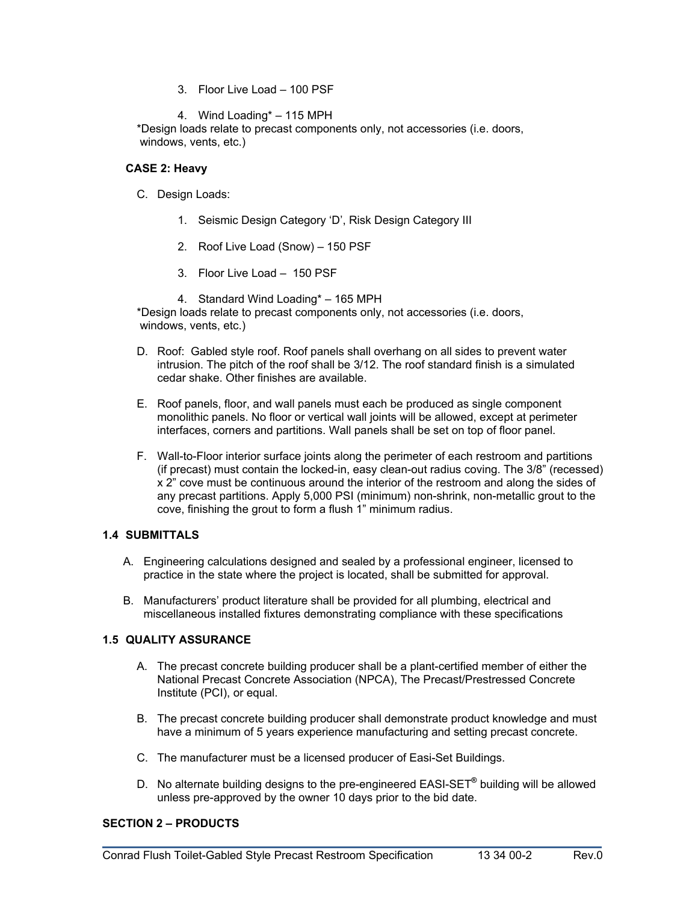3. Floor Live Load – 100 PSF

4. Wind Loading* – 115 MPH

*Design loads relate to precast components only, not accessories (i.e. doors, windows, vents, etc.)

**CASE 2: Heavy**

C. Design Loads:

1. Seismic Design Category 'D', Risk Design Category III

2. Roof Live Load (Snow) – 150 PSF

3. Floor Live Load – 150 PSF

4. Standard Wind Loading* – 165 MPH

*Design loads relate to precast components only, not accessories (i.e. doors, windows, vents, etc.)

D. Roof: Gabled style roof. Roof panels shall overhang on all sides to prevent water intrusion. The pitch of the roof shall be 3/12. The roof standard finish is a simulated cedar shake. Other finishes are available.

E. Roof panels, floor, and wall panels must each be produced as single component monolithic panels. No floor or vertical wall joints will be allowed, except at perimeter interfaces, corners and partitions. Wall panels shall be set on top of floor panel.

F. Wall-to-Floor interior surface joints along the perimeter of each restroom and partitions (if precast) must contain the locked-in, easy clean-out radius coving. The 3/8" (recessed) x 2" cove must be continuous around the interior of the restroom and along the sides of any precast partitions. Apply 5,000 PSI (minimum) non-shrink, non-metallic grout to the cove, finishing the grout to form a flush 1" minimum radius.

## 1.4 SUBMITTALS

A. Engineering calculations designed and sealed by a professional engineer, licensed to practice in the state where the project is located, shall be submitted for approval.

B. Manufacturers' product literature shall be provided for all plumbing, electrical and miscellaneous installed fixtures demonstrating compliance with these specifications

## 1.5 QUALITY ASSURANCE

A. The precast concrete building producer shall be a plant-certified member of either the National Precast Concrete Association (NPCA), The Precast/Prestressed Concrete Institute (PCI), or equal.

B. The precast concrete building producer shall demonstrate product knowledge and must have a minimum of 5 years experience manufacturing and setting precast concrete.

C. The manufacturer must be a licensed producer of Easi-Set Buildings.

D. No alternate building designs to the pre-engineered EASI-SET® building will be allowed unless pre-approved by the owner 10 days prior to the bid date.

# SECTION 2 – PRODUCTS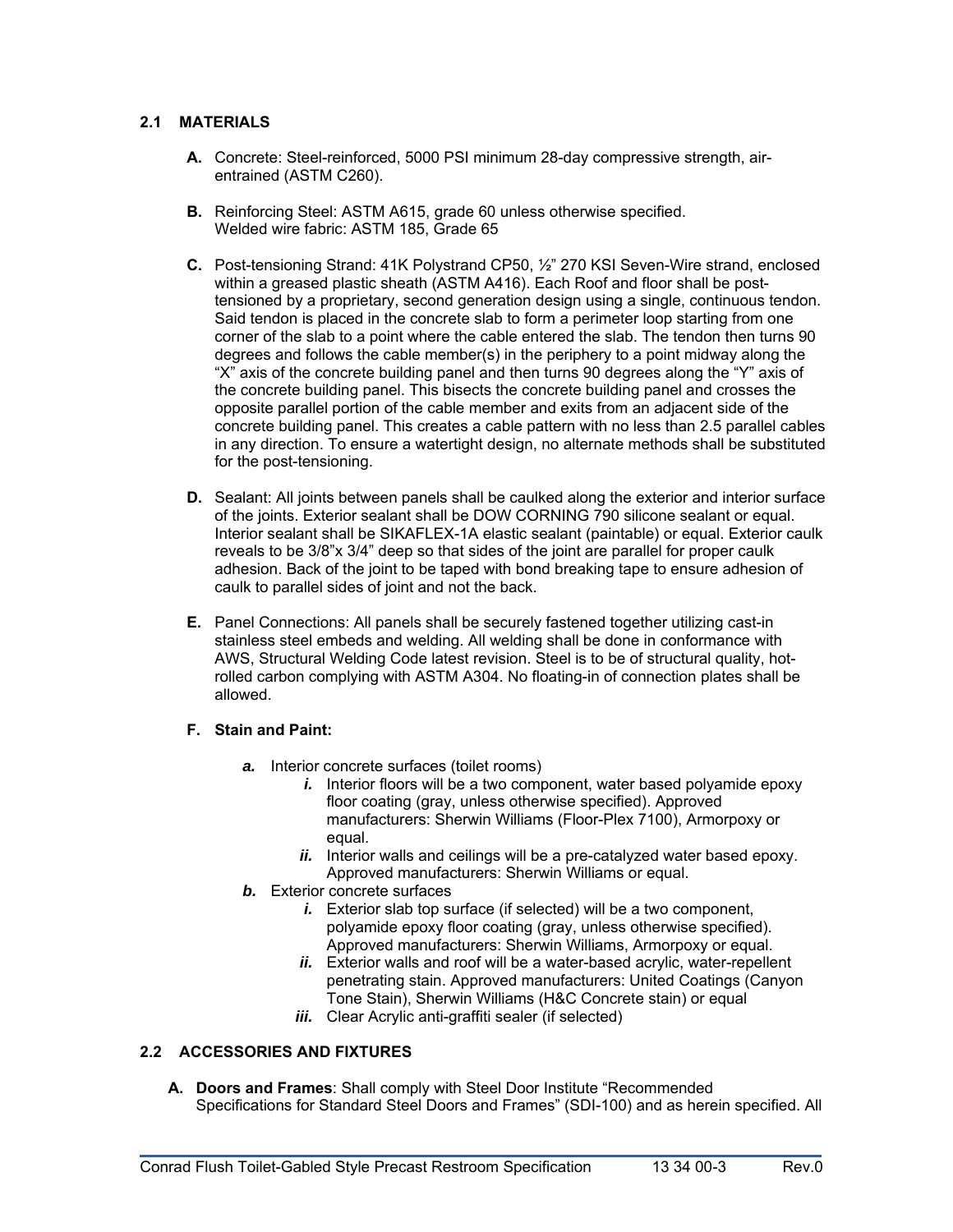### 2.1 MATERIALS

**A.** Concrete: Steel-reinforced, 5000 PSI minimum 28-day compressive strength, air-entrained (ASTM C260).

**B.** Reinforcing Steel: ASTM A615, grade 60 unless otherwise specified.
Welded wire fabric: ASTM 185, Grade 65

**C.** Post-tensioning Strand: 41K Polystrand CP50, ½" 270 KSI Seven-Wire strand, enclosed within a greased plastic sheath (ASTM A416). Each Roof and floor shall be post-tensioned by a proprietary, second generation design using a single, continuous tendon. Said tendon is placed in the concrete slab to form a perimeter loop starting from one corner of the slab to a point where the cable entered the slab. The tendon then turns 90 degrees and follows the cable member(s) in the periphery to a point midway along the "X" axis of the concrete building panel and then turns 90 degrees along the "Y" axis of the concrete building panel. This bisects the concrete building panel and crosses the opposite parallel portion of the cable member and exits from an adjacent side of the concrete building panel. This creates a cable pattern with no less than 2.5 parallel cables in any direction. To ensure a watertight design, no alternate methods shall be substituted for the post-tensioning.

**D.** Sealant: All joints between panels shall be caulked along the exterior and interior surface of the joints. Exterior sealant shall be DOW CORNING 790 silicone sealant or equal. Interior sealant shall be SIKAFLEX-1A elastic sealant (paintable) or equal. Exterior caulk reveals to be 3/8"x 3/4" deep so that sides of the joint are parallel for proper caulk adhesion. Back of the joint to be taped with bond breaking tape to ensure adhesion of caulk to parallel sides of joint and not the back.

**E.** Panel Connections: All panels shall be securely fastened together utilizing cast-in stainless steel embeds and welding. All welding shall be done in conformance with AWS, Structural Welding Code latest revision. Steel is to be of structural quality, hot-rolled carbon complying with ASTM A304. No floating-in of connection plates shall be allowed.

**F. Stain and Paint:**

- ***a.*** Interior concrete surfaces (toilet rooms)
  - ***i.*** Interior floors will be a two component, water based polyamide epoxy floor coating (gray, unless otherwise specified). Approved manufacturers: Sherwin Williams (Floor-Plex 7100), Armorpoxy or equal.
  - ***ii.*** Interior walls and ceilings will be a pre-catalyzed water based epoxy. Approved manufacturers: Sherwin Williams or equal.
- ***b.*** Exterior concrete surfaces
  - ***i.*** Exterior slab top surface (if selected) will be a two component, polyamide epoxy floor coating (gray, unless otherwise specified). Approved manufacturers: Sherwin Williams, Armorpoxy or equal.
  - ***ii.*** Exterior walls and roof will be a water-based acrylic, water-repellent penetrating stain. Approved manufacturers: United Coatings (Canyon Tone Stain), Sherwin Williams (H&C Concrete stain) or equal
  - ***iii.*** Clear Acrylic anti-graffiti sealer (if selected)

### 2.2 ACCESSORIES AND FIXTURES

**A. Doors and Frames**: Shall comply with Steel Door Institute "Recommended Specifications for Standard Steel Doors and Frames" (SDI-100) and as herein specified. All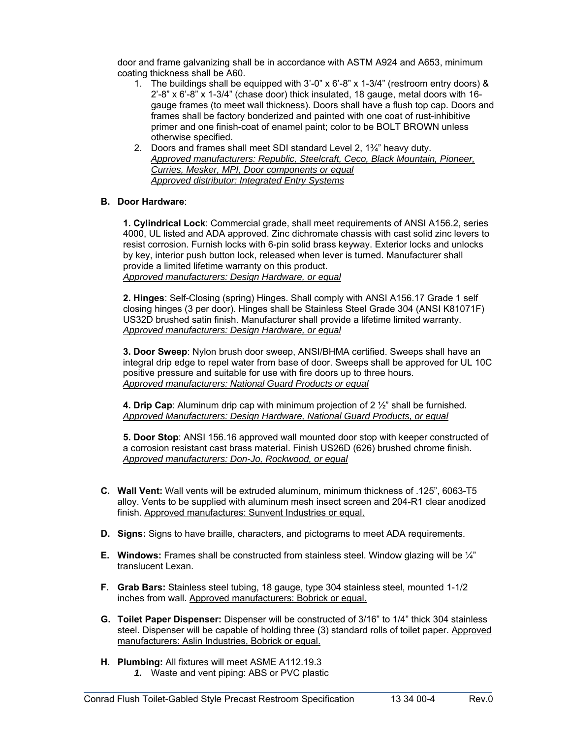door and frame galvanizing shall be in accordance with ASTM A924 and A653, minimum coating thickness shall be A60.

1. The buildings shall be equipped with 3'-0" x 6'-8" x 1-3/4" (restroom entry doors) & 2'-8" x 6'-8" x 1-3/4" (chase door) thick insulated, 18 gauge, metal doors with 16-gauge frames (to meet wall thickness). Doors shall have a flush top cap. Doors and frames shall be factory bonderized and painted with one coat of rust-inhibitive primer and one finish-coat of enamel paint; color to be BOLT BROWN unless otherwise specified.
2. Doors and frames shall meet SDI standard Level 2, 1¾" heavy duty.
   *Approved manufacturers: Republic, Steelcraft, Ceco, Black Mountain, Pioneer, Curries, Mesker, MPI, Door components or equal*
   *Approved distributor: Integrated Entry Systems*

**B. Door Hardware**:

**1. Cylindrical Lock**: Commercial grade, shall meet requirements of ANSI A156.2, series 4000, UL listed and ADA approved. Zinc dichromate chassis with cast solid zinc levers to resist corrosion. Furnish locks with 6-pin solid brass keyway. Exterior locks and unlocks by key, interior push button lock, released when lever is turned. Manufacturer shall provide a limited lifetime warranty on this product.
*Approved manufacturers: Design Hardware, or equal*

**2. Hinges**: Self-Closing (spring) Hinges. Shall comply with ANSI A156.17 Grade 1 self closing hinges (3 per door). Hinges shall be Stainless Steel Grade 304 (ANSI K81071F) US32D brushed satin finish. Manufacturer shall provide a lifetime limited warranty.
*Approved manufacturers: Design Hardware, or equal*

**3. Door Sweep**: Nylon brush door sweep, ANSI/BHMA certified. Sweeps shall have an integral drip edge to repel water from base of door. Sweeps shall be approved for UL 10C positive pressure and suitable for use with fire doors up to three hours.
*Approved manufacturers: National Guard Products or equal*

**4. Drip Cap**: Aluminum drip cap with minimum projection of 2 ½" shall be furnished.
*Approved Manufacturers: Design Hardware, National Guard Products, or equal*

**5. Door Stop**: ANSI 156.16 approved wall mounted door stop with keeper constructed of a corrosion resistant cast brass material. Finish US26D (626) brushed chrome finish.
*Approved manufacturers: Don-Jo, Rockwood, or equal*

**C. Wall Vent:** Wall vents will be extruded aluminum, minimum thickness of .125", 6063-T5 alloy. Vents to be supplied with aluminum mesh insect screen and 204-R1 clear anodized finish. Approved manufactures: Sunvent Industries or equal.

**D. Signs:** Signs to have braille, characters, and pictograms to meet ADA requirements.

**E. Windows:** Frames shall be constructed from stainless steel. Window glazing will be ¼" translucent Lexan.

**F. Grab Bars:** Stainless steel tubing, 18 gauge, type 304 stainless steel, mounted 1-1/2 inches from wall. Approved manufacturers: Bobrick or equal.

**G. Toilet Paper Dispenser:** Dispenser will be constructed of 3/16" to 1/4" thick 304 stainless steel. Dispenser will be capable of holding three (3) standard rolls of toilet paper. Approved manufacturers: Aslin Industries, Bobrick or equal.

**H. Plumbing:** All fixtures will meet ASME A112.19.3

1. Waste and vent piping: ABS or PVC plastic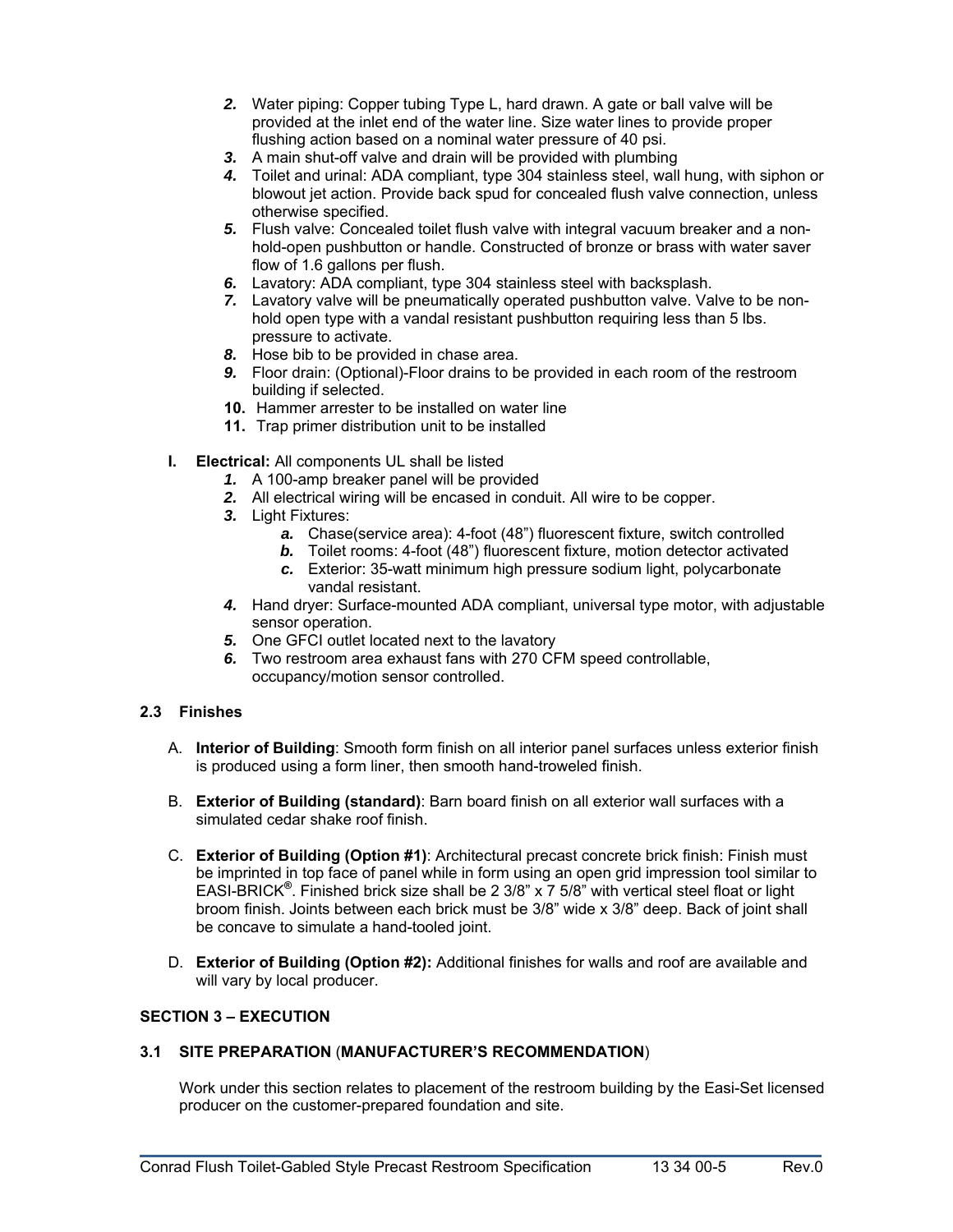2. Water piping: Copper tubing Type L, hard drawn. A gate or ball valve will be provided at the inlet end of the water line. Size water lines to provide proper flushing action based on a nominal water pressure of 40 psi.
3. A main shut-off valve and drain will be provided with plumbing
4. Toilet and urinal: ADA compliant, type 304 stainless steel, wall hung, with siphon or blowout jet action. Provide back spud for concealed flush valve connection, unless otherwise specified.
5. Flush valve: Concealed toilet flush valve with integral vacuum breaker and a non-hold-open pushbutton or handle. Constructed of bronze or brass with water saver flow of 1.6 gallons per flush.
6. Lavatory: ADA compliant, type 304 stainless steel with backsplash.
7. Lavatory valve will be pneumatically operated pushbutton valve. Valve to be non-hold open type with a vandal resistant pushbutton requiring less than 5 lbs. pressure to activate.
8. Hose bib to be provided in chase area.
9. Floor drain: (Optional)-Floor drains to be provided in each room of the restroom building if selected.
10. Hammer arrester to be installed on water line
11. Trap primer distribution unit to be installed

**I. Electrical:** All components UL shall be listed

1. A 100-amp breaker panel will be provided
2. All electrical wiring will be encased in conduit. All wire to be copper.
3. Light Fixtures:
   - *a.* Chase(service area): 4-foot (48") fluorescent fixture, switch controlled
   - *b.* Toilet rooms: 4-foot (48") fluorescent fixture, motion detector activated
   - *c.* Exterior: 35-watt minimum high pressure sodium light, polycarbonate vandal resistant.
4. Hand dryer: Surface-mounted ADA compliant, universal type motor, with adjustable sensor operation.
5. One GFCI outlet located next to the lavatory
6. Two restroom area exhaust fans with 270 CFM speed controllable, occupancy/motion sensor controlled.

### 2.3 Finishes

A. **Interior of Building**: Smooth form finish on all interior panel surfaces unless exterior finish is produced using a form liner, then smooth hand-troweled finish.

B. **Exterior of Building (standard)**: Barn board finish on all exterior wall surfaces with a simulated cedar shake roof finish.

C. **Exterior of Building (Option #1)**: Architectural precast concrete brick finish: Finish must be imprinted in top face of panel while in form using an open grid impression tool similar to EASI-BRICK®. Finished brick size shall be 2 3/8" x 7 5/8" with vertical steel float or light broom finish. Joints between each brick must be 3/8" wide x 3/8" deep. Back of joint shall be concave to simulate a hand-tooled joint.

D. **Exterior of Building (Option #2):** Additional finishes for walls and roof are available and will vary by local producer.

## SECTION 3 – EXECUTION

### 3.1 SITE PREPARATION (MANUFACTURER'S RECOMMENDATION)

Work under this section relates to placement of the restroom building by the Easi-Set licensed producer on the customer-prepared foundation and site.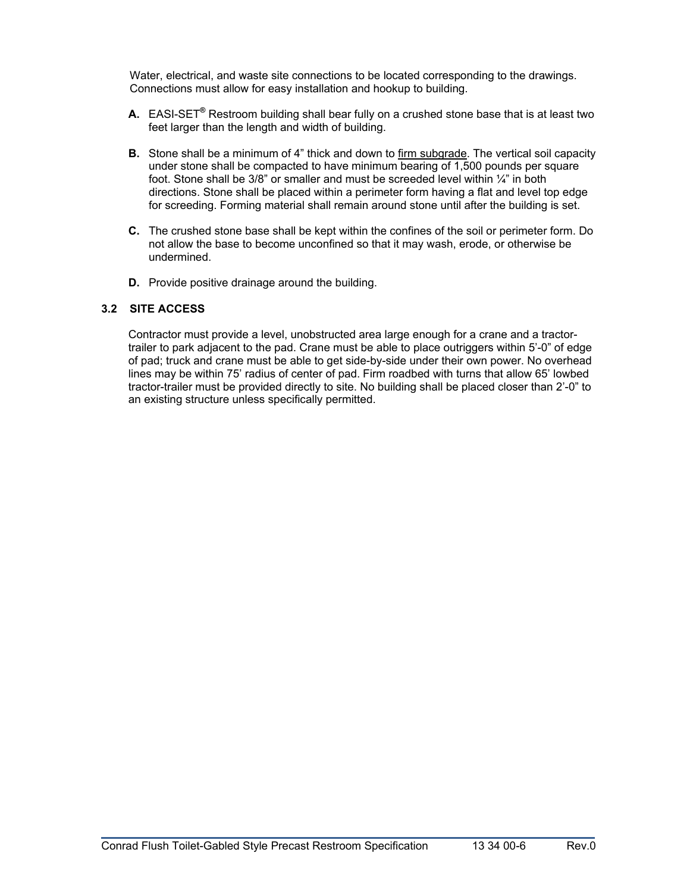Water, electrical, and waste site connections to be located corresponding to the drawings. Connections must allow for easy installation and hookup to building.

**A.** EASI-SET® Restroom building shall bear fully on a crushed stone base that is at least two feet larger than the length and width of building.

**B.** Stone shall be a minimum of 4" thick and down to firm subgrade. The vertical soil capacity under stone shall be compacted to have minimum bearing of 1,500 pounds per square foot. Stone shall be 3/8" or smaller and must be screeded level within ¼" in both directions. Stone shall be placed within a perimeter form having a flat and level top edge for screeding. Forming material shall remain around stone until after the building is set.

**C.** The crushed stone base shall be kept within the confines of the soil or perimeter form. Do not allow the base to become unconfined so that it may wash, erode, or otherwise be undermined.

**D.** Provide positive drainage around the building.

### 3.2 SITE ACCESS

Contractor must provide a level, unobstructed area large enough for a crane and a tractor-trailer to park adjacent to the pad. Crane must be able to place outriggers within 5'-0" of edge of pad; truck and crane must be able to get side-by-side under their own power. No overhead lines may be within 75' radius of center of pad. Firm roadbed with turns that allow 65' lowbed tractor-trailer must be provided directly to site. No building shall be placed closer than 2'-0" to an existing structure unless specifically permitted.